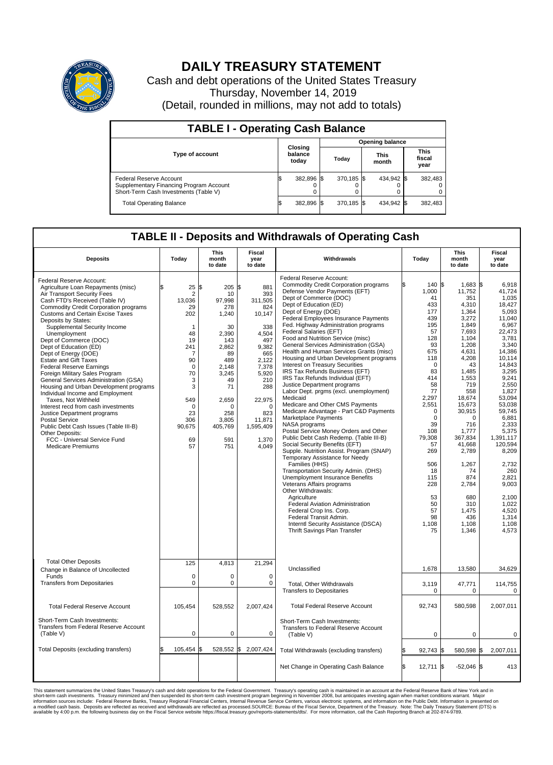# DAILY TREASURY STATEMENT

Cash and debt operations of the United States Treasury

Thursday, November 14, 2019

(Detail, rounded in millions, may not add to totals)

## TABLE I - Operating Cash Balance

| Type of account | Closing balance today | Opening balance Today | Opening balance This month | Opening balance This fiscal year |
|---|---|---|---|---|
| Federal Reserve Account | $ 382,896 | $ 370,185 | $ 434,942 | $ 382,483 |
| Supplementary Financing Program Account | 0 | 0 | 0 | 0 |
| Short-Term Cash Investments (Table V) | 0 | 0 | 0 | 0 |
| Total Operating Balance | $ 382,896 | $ 370,185 | $ 434,942 | $ 382,483 |

## TABLE II - Deposits and Withdrawals of Operating Cash

| Deposits | Today | This month to date | Fiscal year to date |
|---|---|---|---|
| Federal Reserve Account: | | | |
| Agriculture Loan Repayments (misc) | $ 25 | $ 205 | $ 881 |
| Air Transport Security Fees | 2 | 10 | 393 |
| Cash FTD's Received (Table IV) | 13,036 | 97,998 | 311,505 |
| Commodity Credit Corporation programs | 29 | 278 | 824 |
| Customs and Certain Excise Taxes | 202 | 1,240 | 10,147 |
| Deposits by States: | | | |
| Supplemental Security Income | 1 | 30 | 338 |
| Unemployment | 48 | 2,390 | 4,504 |
| Dept of Commerce (DOC) | 19 | 143 | 497 |
| Dept of Education (ED) | 241 | 2,862 | 9,382 |
| Dept of Energy (DOE) | 7 | 89 | 665 |
| Estate and Gift Taxes | 90 | 489 | 2,122 |
| Federal Reserve Earnings | 0 | 2,148 | 7,378 |
| Foreign Military Sales Program | 70 | 3,245 | 5,920 |
| General Services Administration (GSA) | 3 | 49 | 210 |
| Housing and Urban Development programs | 3 | 71 | 288 |
| Individual Income and Employment Taxes, Not Withheld | 549 | 2,659 | 22,975 |
| Interest recd from cash investments | 0 | 0 | 0 |
| Justice Department programs | 23 | 258 | 823 |
| Postal Service | 306 | 3,805 | 11,871 |
| Public Debt Cash Issues (Table III-B) | 90,675 | 405,769 | 1,595,409 |
| Other Deposits: | | | |
| FCC - Universal Service Fund | 69 | 591 | 1,370 |
| Medicare Premiums | 57 | 751 | 4,049 |
| Total Other Deposits | 125 | 4,813 | 21,294 |
| Change in Balance of Uncollected Funds | 0 | 0 | 0 |
| Transfers from Depositaries | 0 | 0 | 0 |
| Total Federal Reserve Account | 105,454 | 528,552 | 2,007,424 |
| Short-Term Cash Investments: Transfers from Federal Reserve Account (Table V) | 0 | 0 | 0 |
| Total Deposits (excluding transfers) | $ 105,454 | $ 528,552 | $ 2,007,424 |

| Withdrawals | Today | This month to date | Fiscal year to date |
|---|---|---|---|
| Federal Reserve Account: | | | |
| Commodity Credit Corporation programs | $ 140 | $ 1,683 | $ 6,918 |
| Defense Vendor Payments (EFT) | 1,000 | 11,752 | 41,724 |
| Dept of Commerce (DOC) | 41 | 351 | 1,035 |
| Dept of Education (ED) | 433 | 4,310 | 18,427 |
| Dept of Energy (DOE) | 177 | 1,364 | 5,093 |
| Federal Employees Insurance Payments | 439 | 3,272 | 11,040 |
| Fed. Highway Administration programs | 195 | 1,849 | 6,967 |
| Federal Salaries (EFT) | 57 | 7,693 | 22,473 |
| Food and Nutrition Service (misc) | 128 | 1,104 | 3,781 |
| General Services Administration (GSA) | 93 | 1,208 | 3,340 |
| Health and Human Services Grants (misc) | 675 | 4,631 | 14,386 |
| Housing and Urban Development programs | 118 | 4,208 | 10,114 |
| Interest on Treasury Securities | 0 | 43 | 14,843 |
| IRS Tax Refunds Business (EFT) | 83 | 1,485 | 3,295 |
| IRS Tax Refunds Individual (EFT) | 414 | 1,553 | 9,241 |
| Justice Department programs | 58 | 719 | 2,550 |
| Labor Dept. prgms (excl. unemployment) | 77 | 558 | 1,827 |
| Medicaid | 2,297 | 18,674 | 53,094 |
| Medicare and Other CMS Payments | 2,551 | 15,673 | 53,038 |
| Medicare Advantage - Part C&D Payments | 0 | 30,915 | 59,745 |
| Marketplace Payments | 0 | 0 | 6,881 |
| NASA programs | 39 | 716 | 2,333 |
| Postal Service Money Orders and Other | 108 | 1,777 | 5,375 |
| Public Debt Cash Redemp. (Table III-B) | 79,308 | 367,834 | 1,391,117 |
| Social Security Benefits (EFT) | 57 | 41,668 | 120,594 |
| Supple. Nutrition Assist. Program (SNAP) | 269 | 2,789 | 8,209 |
| Temporary Assistance for Needy Families (HHS) | 506 | 1,267 | 2,732 |
| Transportation Security Admin. (DHS) | 18 | 74 | 260 |
| Unemployment Insurance Benefits | 115 | 874 | 2,821 |
| Veterans Affairs programs | 228 | 2,784 | 9,003 |
| Other Withdrawals: | | | |
| Agriculture | 53 | 680 | 2,100 |
| Federal Aviation Administration | 50 | 310 | 1,022 |
| Federal Crop Ins. Corp. | 57 | 1,475 | 4,520 |
| Federal Transit Admin. | 98 | 436 | 1,314 |
| Interntl Security Assistance (DSCA) | 1,108 | 1,108 | 1,108 |
| Thrift Savings Plan Transfer | 75 | 1,346 | 4,573 |
| Unclassified | 1,678 | 13,580 | 34,629 |
| Total, Other Withdrawals | 3,119 | 47,771 | 114,755 |
| Transfers to Depositaries | 0 | 0 | 0 |
| Total Federal Reserve Account | 92,743 | 580,598 | 2,007,011 |
| Short-Term Cash Investments: Transfers to Federal Reserve Account (Table V) | 0 | 0 | 0 |
| Total Withdrawals (excluding transfers) | $ 92,743 | $ 580,598 | $ 2,007,011 |
| Net Change in Operating Cash Balance | $ 12,711 | $ -52,046 | $ 413 |

This statement summarizes the United States Treasury's cash and debt operations for the Federal Government. Treasury's operating cash is maintained in an account at the Federal Reserve Bank of New York and in short-term cash investments. Treasury minimized and then suspended its short-term cash investment program beginning in November 2008, but anticipates investing again when market conditions warrant. Major information sources include: Federal Reserve Banks, Treasury Regional Financial Centers, Internal Revenue Service Centers, various electronic systems, and information on the Public Debt. Information is presented on a modified cash basis. Deposits are reflected as received and withdrawals are reflected as processed.SOURCE: Bureau of the Fiscal Service, Department of the Treasury. Note: The Daily Treasury Statement (DTS) is available by 4:00 p.m. the following business day on the Fiscal Service website https://fiscal.treasury.gov/reports-statements/dts/. For more information, call the Cash Reporting Branch at 202-874-9789.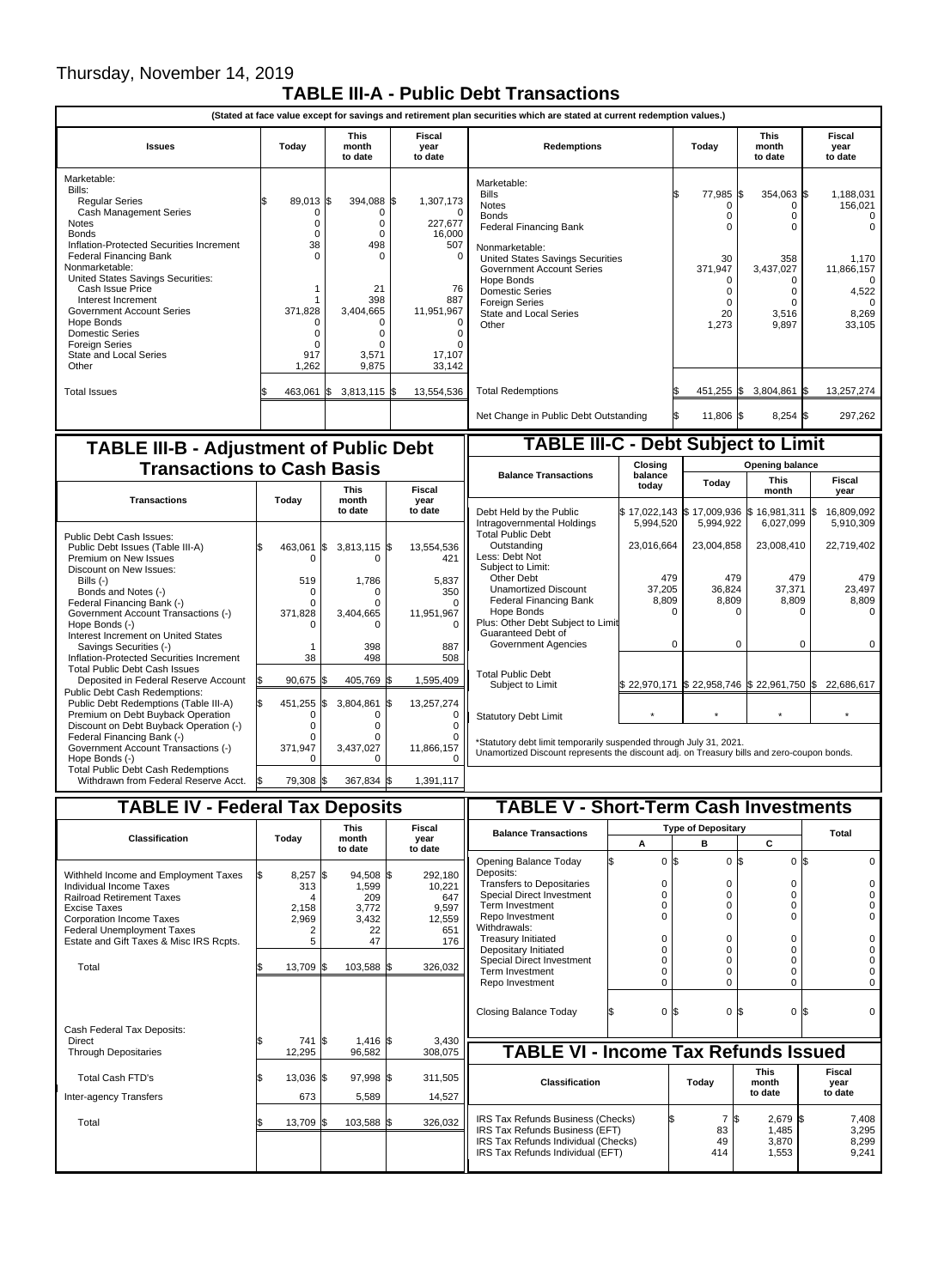Thursday, November 14, 2019

# TABLE III-A - Public Debt Transactions

(Stated at face value except for savings and retirement plan securities which are stated at current redemption values.)

| Issues | Today | This month to date | Fiscal year to date |
|---|---|---|---|
| Marketable: | | | |
| Bills: | | | |
| Regular Series | $ 89,013 | $ 394,088 | $ 1,307,173 |
| Cash Management Series | 0 | 0 | 0 |
| Notes | 0 | 0 | 227,677 |
| Bonds | 0 | 0 | 16,000 |
| Inflation-Protected Securities Increment | 38 | 498 | 507 |
| Federal Financing Bank | 0 | 0 | 0 |
| Nonmarketable: | | | |
| United States Savings Securities: | | | |
| Cash Issue Price | 1 | 21 | 76 |
| Interest Increment | 1 | 398 | 887 |
| Government Account Series | 371,828 | 3,404,665 | 11,951,967 |
| Hope Bonds | 0 | 0 | 0 |
| Domestic Series | 0 | 0 | 0 |
| Foreign Series | 0 | 0 | 0 |
| State and Local Series | 917 | 3,571 | 17,107 |
| Other | 1,262 | 9,875 | 33,142 |
| Total Issues | $ 463,061 | $ 3,813,115 | $ 13,554,536 |

| Redemptions | Today | This month to date | Fiscal year to date |
|---|---|---|---|
| Marketable: | | | |
| Bills | $ 77,985 | $ 354,063 | $ 1,188,031 |
| Notes | 0 | 0 | 156,021 |
| Bonds | 0 | 0 | 0 |
| Federal Financing Bank | 0 | 0 | 0 |
| Nonmarketable: | | | |
| United States Savings Securities | 30 | 358 | 1,170 |
| Government Account Series | 371,947 | 3,437,027 | 11,866,157 |
| Hope Bonds | 0 | 0 | 0 |
| Domestic Series | 0 | 0 | 4,522 |
| Foreign Series | 0 | 0 | 0 |
| State and Local Series | 20 | 3,516 | 8,269 |
| Other | 1,273 | 9,897 | 33,105 |
| Total Redemptions | $ 451,255 | $ 3,804,861 | $ 13,257,274 |
| Net Change in Public Debt Outstanding | $ 11,806 | $ 8,254 | $ 297,262 |

# TABLE III-B - Adjustment of Public Debt Transactions to Cash Basis

| Transactions | Today | This month to date | Fiscal year to date |
|---|---|---|---|
| Public Debt Cash Issues: | | | |
| Public Debt Issues (Table III-A) | $ 463,061 | $ 3,813,115 | $ 13,554,536 |
| Premium on New Issues | 0 | 0 | 421 |
| Discount on New Issues: | | | |
| Bills (-) | 519 | 1,786 | 5,837 |
| Bonds and Notes (-) | 0 | 0 | 350 |
| Federal Financing Bank (-) | 0 | 0 | 0 |
| Government Account Transactions (-) | 371,828 | 3,404,665 | 11,951,967 |
| Hope Bonds (-) | 0 | 0 | 0 |
| Interest Increment on United States Savings Securities (-) | 1 | 398 | 887 |
| Inflation-Protected Securities Increment | 38 | 498 | 508 |
| Total Public Debt Cash Issues Deposited in Federal Reserve Account | $ 90,675 | $ 405,769 | $ 1,595,409 |
| Public Debt Cash Redemptions: | | | |
| Public Debt Redemptions (Table III-A) | $ 451,255 | $ 3,804,861 | $ 13,257,274 |
| Premium on Debt Buyback Operation | 0 | 0 | 0 |
| Discount on Debt Buyback Operation (-) | 0 | 0 | 0 |
| Federal Financing Bank (-) | 0 | 0 | 0 |
| Government Account Transactions (-) | 371,947 | 3,437,027 | 11,866,157 |
| Hope Bonds (-) | 0 | 0 | 0 |
| Total Public Debt Cash Redemptions Withdrawn from Federal Reserve Acct. | $ 79,308 | $ 367,834 | $ 1,391,117 |

# TABLE III-C - Debt Subject to Limit

| Balance Transactions | Closing balance today | Opening balance Today | Opening balance This month | Opening balance Fiscal year |
|---|---|---|---|---|
| Debt Held by the Public | $ 17,022,143 | $ 17,009,936 | $ 16,981,311 | $ 16,809,092 |
| Intragovernmental Holdings | 5,994,520 | 5,994,922 | 6,027,099 | 5,910,309 |
| Total Public Debt Outstanding | 23,016,664 | 23,004,858 | 23,008,410 | 22,719,402 |
| Less: Debt Not Subject to Limit: | | | | |
| Other Debt | 479 | 479 | 479 | 479 |
| Unamortized Discount | 37,205 | 36,824 | 37,371 | 23,497 |
| Federal Financing Bank | 8,809 | 8,809 | 8,809 | 8,809 |
| Hope Bonds | 0 | 0 | 0 | 0 |
| Plus: Other Debt Subject to Limit | | | | |
| Guaranteed Debt of Government Agencies | 0 | 0 | 0 | 0 |
| Total Public Debt Subject to Limit | $ 22,970,171 | $ 22,958,746 | $ 22,961,750 | $ 22,686,617 |
| Statutory Debt Limit | * | * | * | * |

*Statutory debt limit temporarily suspended through July 31, 2021.
Unamortized Discount represents the discount adj. on Treasury bills and zero-coupon bonds.

# TABLE IV - Federal Tax Deposits

| Classification | Today | This month to date | Fiscal year to date |
|---|---|---|---|
| Withheld Income and Employment Taxes | $ 8,257 | $ 94,508 | $ 292,180 |
| Individual Income Taxes | 313 | 1,599 | 10,221 |
| Railroad Retirement Taxes | 4 | 209 | 647 |
| Excise Taxes | 2,158 | 3,772 | 9,597 |
| Corporation Income Taxes | 2,969 | 3,432 | 12,559 |
| Federal Unemployment Taxes | 2 | 22 | 651 |
| Estate and Gift Taxes & Misc IRS Rcpts. | 5 | 47 | 176 |
| Total | $ 13,709 | $ 103,588 | $ 326,032 |
| Cash Federal Tax Deposits: | | | |
| Direct | $ 741 | $ 1,416 | $ 3,430 |
| Through Depositaries | 12,295 | 96,582 | 308,075 |
| Total Cash FTD's | $ 13,036 | $ 97,998 | $ 311,505 |
| Inter-agency Transfers | 673 | 5,589 | 14,527 |
| Total | $ 13,709 | $ 103,588 | $ 326,032 |

# TABLE V - Short-Term Cash Investments

| Balance Transactions | Type of Depositary A | Type of Depositary B | Type of Depositary C | Total |
|---|---|---|---|---|
| Opening Balance Today | $ 0 | $ 0 | $ 0 | $ 0 |
| Deposits: | | | | |
| Transfers to Depositaries | 0 | 0 | 0 | 0 |
| Special Direct Investment | 0 | 0 | 0 | 0 |
| Term Investment | 0 | 0 | 0 | 0 |
| Repo Investment | 0 | 0 | 0 | 0 |
| Withdrawals: | | | | |
| Treasury Initiated | 0 | 0 | 0 | 0 |
| Depositary Initiated | 0 | 0 | 0 | 0 |
| Special Direct Investment | 0 | 0 | 0 | 0 |
| Term Investment | 0 | 0 | 0 | 0 |
| Repo Investment | 0 | 0 | 0 | 0 |
| Closing Balance Today | $ 0 | $ 0 | $ 0 | $ 0 |

# TABLE VI - Income Tax Refunds Issued

| Classification | Today | This month to date | Fiscal year to date |
|---|---|---|---|
| IRS Tax Refunds Business (Checks) | $ 7 | $ 2,679 | $ 7,408 |
| IRS Tax Refunds Business (EFT) | 83 | 1,485 | 3,295 |
| IRS Tax Refunds Individual (Checks) | 49 | 3,870 | 8,299 |
| IRS Tax Refunds Individual (EFT) | 414 | 1,553 | 9,241 |